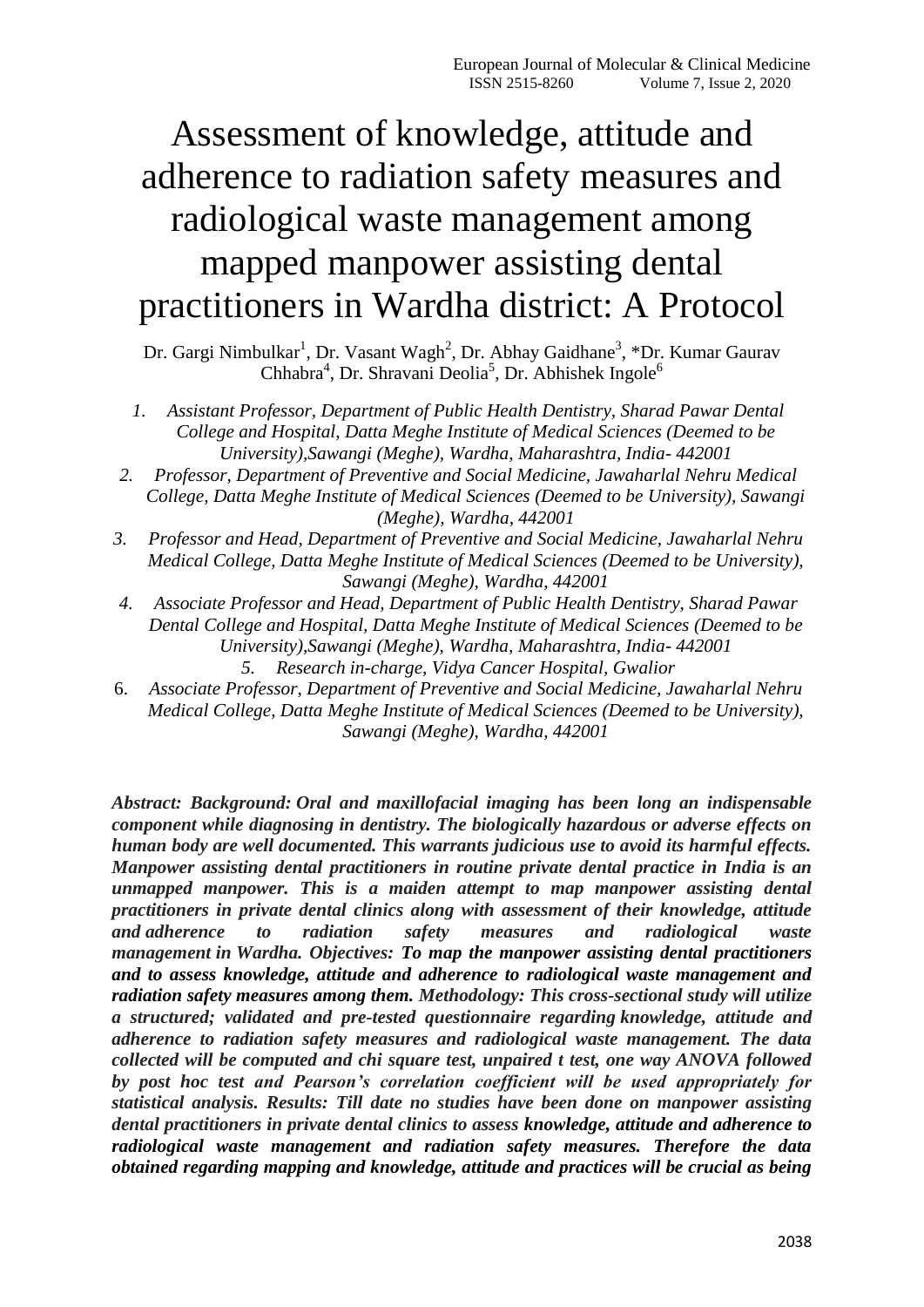# Assessment of knowledge, attitude and adherence to radiation safety measures and radiological waste management among mapped manpower assisting dental practitioners in Wardha district: A Protocol

Dr. Gargi Nimbulkar[1], Dr. Vasant Wagh[2], Dr. Abhay Gaidhane[3], *Dr. Kumar Gaurav Chhabra[4], Dr. Shravani Deolia[5], Dr. Abhishek Ingole[6]

1. *Assistant Professor, Department of Public Health Dentistry, Sharad Pawar Dental College and Hospital, Datta Meghe Institute of Medical Sciences (Deemed to be University),Sawangi (Meghe), Wardha, Maharashtra, India- 442001*
2. *Professor, Department of Preventive and Social Medicine, Jawaharlal Nehru Medical College, Datta Meghe Institute of Medical Sciences (Deemed to be University), Sawangi (Meghe), Wardha, 442001*
3. *Professor and Head, Department of Preventive and Social Medicine, Jawaharlal Nehru Medical College, Datta Meghe Institute of Medical Sciences (Deemed to be University), Sawangi (Meghe), Wardha, 442001*
4. *Associate Professor and Head, Department of Public Health Dentistry, Sharad Pawar Dental College and Hospital, Datta Meghe Institute of Medical Sciences (Deemed to be University),Sawangi (Meghe), Wardha, Maharashtra, India- 442001*
5. *Research in-charge, Vidya Cancer Hospital, Gwalior*
6. *Associate Professor, Department of Preventive and Social Medicine, Jawaharlal Nehru Medical College, Datta Meghe Institute of Medical Sciences (Deemed to be University), Sawangi (Meghe), Wardha, 442001*

***Abstract: Background:** Oral and maxillofacial imaging has been long an indispensable component while diagnosing in dentistry. The biologically hazardous or adverse effects on human body are well documented. This warrants judicious use to avoid its harmful effects. Manpower assisting dental practitioners in routine private dental practice in India is an unmapped manpower. This is a maiden attempt to map manpower assisting dental practitioners in private dental clinics along with assessment of their knowledge, attitude and adherence to radiation safety measures and radiological waste management in Wardha. **Objectives:** To map the manpower assisting dental practitioners and to assess knowledge, attitude and adherence to radiological waste management and radiation safety measures among them. **Methodology:** This cross-sectional study will utilize a structured; validated and pre-tested questionnaire regarding knowledge, attitude and adherence to radiation safety measures and radiological waste management. The data collected will be computed and chi square test, unpaired t test, one way ANOVA followed by post hoc test and Pearson's correlation coefficient will be used appropriately for statistical analysis. **Results:** Till date no studies have been done on manpower assisting dental practitioners in private dental clinics to assess knowledge, attitude and adherence to radiological waste management and radiation safety measures. Therefore the data obtained regarding mapping and knowledge, attitude and practices will be crucial as being*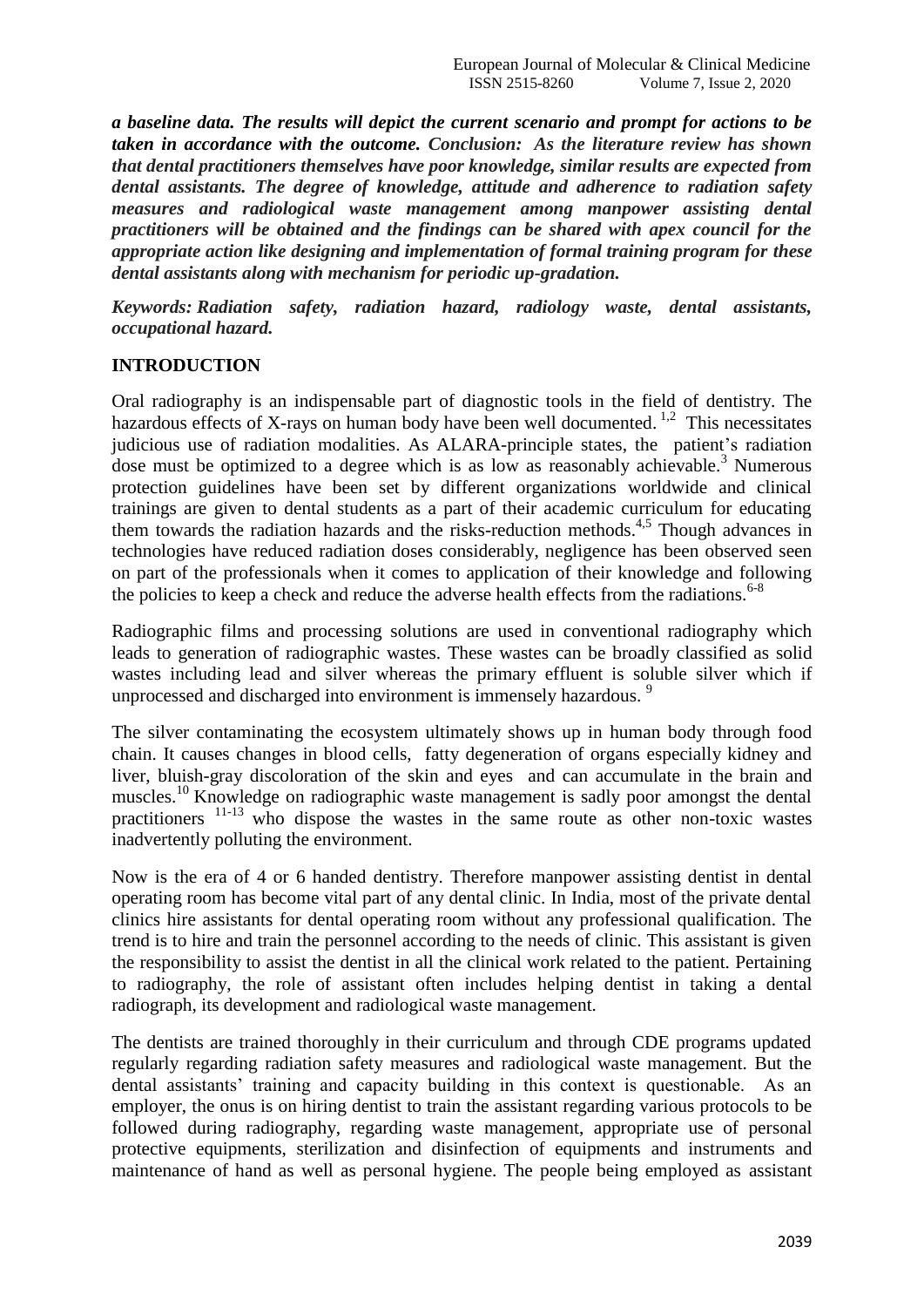***a baseline data. The results will depict the current scenario and prompt for actions to be taken in accordance with the outcome. Conclusion: As the literature review has shown that dental practitioners themselves have poor knowledge, similar results are expected from dental assistants. The degree of knowledge, attitude and adherence to radiation safety measures and radiological waste management among manpower assisting dental practitioners will be obtained and the findings can be shared with apex council for the appropriate action like designing and implementation of formal training program for these dental assistants along with mechanism for periodic up-gradation.***

***Keywords: Radiation safety, radiation hazard, radiology waste, dental assistants, occupational hazard.***

## INTRODUCTION

Oral radiography is an indispensable part of diagnostic tools in the field of dentistry. The hazardous effects of X-rays on human body have been well documented. [1,2] This necessitates judicious use of radiation modalities. As ALARA-principle states, the patient's radiation dose must be optimized to a degree which is as low as reasonably achievable.[3] Numerous protection guidelines have been set by different organizations worldwide and clinical trainings are given to dental students as a part of their academic curriculum for educating them towards the radiation hazards and the risks-reduction methods.[4,5] Though advances in technologies have reduced radiation doses considerably, negligence has been observed seen on part of the professionals when it comes to application of their knowledge and following the policies to keep a check and reduce the adverse health effects from the radiations.[6-8]

Radiographic films and processing solutions are used in conventional radiography which leads to generation of radiographic wastes. These wastes can be broadly classified as solid wastes including lead and silver whereas the primary effluent is soluble silver which if unprocessed and discharged into environment is immensely hazardous. [9]

The silver contaminating the ecosystem ultimately shows up in human body through food chain. It causes changes in blood cells, fatty degeneration of organs especially kidney and liver, bluish-gray discoloration of the skin and eyes and can accumulate in the brain and muscles.[10] Knowledge on radiographic waste management is sadly poor amongst the dental practitioners [11-13] who dispose the wastes in the same route as other non-toxic wastes inadvertently polluting the environment.

Now is the era of 4 or 6 handed dentistry. Therefore manpower assisting dentist in dental operating room has become vital part of any dental clinic. In India, most of the private dental clinics hire assistants for dental operating room without any professional qualification. The trend is to hire and train the personnel according to the needs of clinic. This assistant is given the responsibility to assist the dentist in all the clinical work related to the patient. Pertaining to radiography, the role of assistant often includes helping dentist in taking a dental radiograph, its development and radiological waste management.

The dentists are trained thoroughly in their curriculum and through CDE programs updated regularly regarding radiation safety measures and radiological waste management. But the dental assistants' training and capacity building in this context is questionable. As an employer, the onus is on hiring dentist to train the assistant regarding various protocols to be followed during radiography, regarding waste management, appropriate use of personal protective equipments, sterilization and disinfection of equipments and instruments and maintenance of hand as well as personal hygiene. The people being employed as assistant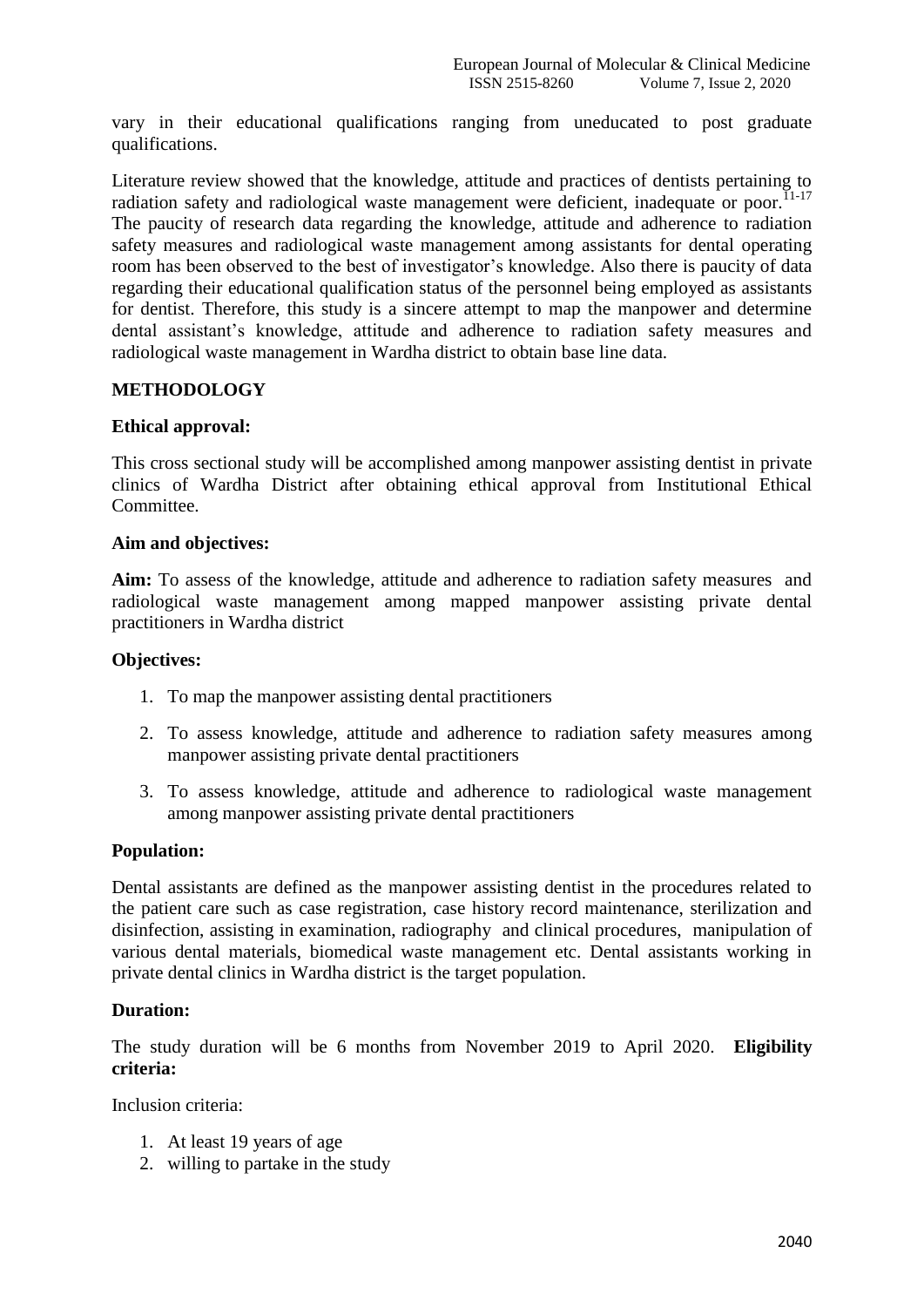vary in their educational qualifications ranging from uneducated to post graduate qualifications.

Literature review showed that the knowledge, attitude and practices of dentists pertaining to radiation safety and radiological waste management were deficient, inadequate or poor.[11-17] The paucity of research data regarding the knowledge, attitude and adherence to radiation safety measures and radiological waste management among assistants for dental operating room has been observed to the best of investigator's knowledge. Also there is paucity of data regarding their educational qualification status of the personnel being employed as assistants for dentist. Therefore, this study is a sincere attempt to map the manpower and determine dental assistant's knowledge, attitude and adherence to radiation safety measures and radiological waste management in Wardha district to obtain base line data.

## METHODOLOGY

### Ethical approval:

This cross sectional study will be accomplished among manpower assisting dentist in private clinics of Wardha District after obtaining ethical approval from Institutional Ethical Committee.

### Aim and objectives:

**Aim:** To assess of the knowledge, attitude and adherence to radiation safety measures and radiological waste management among mapped manpower assisting private dental practitioners in Wardha district

### Objectives:

1. To map the manpower assisting dental practitioners
2. To assess knowledge, attitude and adherence to radiation safety measures among manpower assisting private dental practitioners
3. To assess knowledge, attitude and adherence to radiological waste management among manpower assisting private dental practitioners

### Population:

Dental assistants are defined as the manpower assisting dentist in the procedures related to the patient care such as case registration, case history record maintenance, sterilization and disinfection, assisting in examination, radiography and clinical procedures, manipulation of various dental materials, biomedical waste management etc. Dental assistants working in private dental clinics in Wardha district is the target population.

### Duration:

The study duration will be 6 months from November 2019 to April 2020.

### Eligibility criteria:

Inclusion criteria:

1. At least 19 years of age
2. willing to partake in the study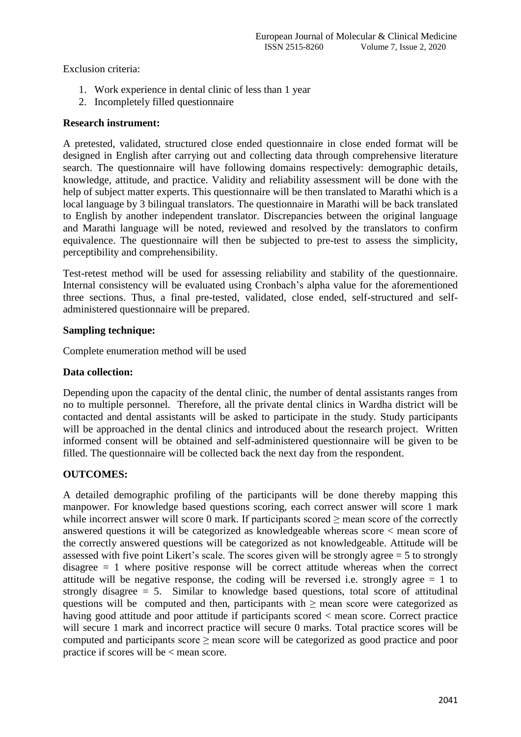Exclusion criteria:

1. Work experience in dental clinic of less than 1 year
2. Incompletely filled questionnaire

**Research instrument:**

A pretested, validated, structured close ended questionnaire in close ended format will be designed in English after carrying out and collecting data through comprehensive literature search. The questionnaire will have following domains respectively: demographic details, knowledge, attitude, and practice. Validity and reliability assessment will be done with the help of subject matter experts. This questionnaire will be then translated to Marathi which is a local language by 3 bilingual translators. The questionnaire in Marathi will be back translated to English by another independent translator. Discrepancies between the original language and Marathi language will be noted, reviewed and resolved by the translators to confirm equivalence. The questionnaire will then be subjected to pre-test to assess the simplicity, perceptibility and comprehensibility.

Test-retest method will be used for assessing reliability and stability of the questionnaire. Internal consistency will be evaluated using Cronbach's alpha value for the aforementioned three sections. Thus, a final pre-tested, validated, close ended, self-structured and self-administered questionnaire will be prepared.

**Sampling technique:**

Complete enumeration method will be used

**Data collection:**

Depending upon the capacity of the dental clinic, the number of dental assistants ranges from no to multiple personnel. Therefore, all the private dental clinics in Wardha district will be contacted and dental assistants will be asked to participate in the study. Study participants will be approached in the dental clinics and introduced about the research project. Written informed consent will be obtained and self-administered questionnaire will be given to be filled. The questionnaire will be collected back the next day from the respondent.

**OUTCOMES:**

A detailed demographic profiling of the participants will be done thereby mapping this manpower. For knowledge based questions scoring, each correct answer will score 1 mark while incorrect answer will score 0 mark. If participants scored ≥ mean score of the correctly answered questions it will be categorized as knowledgeable whereas score < mean score of the correctly answered questions will be categorized as not knowledgeable. Attitude will be assessed with five point Likert's scale. The scores given will be strongly agree = 5 to strongly disagree = 1 where positive response will be correct attitude whereas when the correct attitude will be negative response, the coding will be reversed i.e. strongly agree = 1 to strongly disagree = 5. Similar to knowledge based questions, total score of attitudinal questions will be computed and then, participants with ≥ mean score were categorized as having good attitude and poor attitude if participants scored < mean score. Correct practice will secure 1 mark and incorrect practice will secure 0 marks. Total practice scores will be computed and participants score ≥ mean score will be categorized as good practice and poor practice if scores will be < mean score.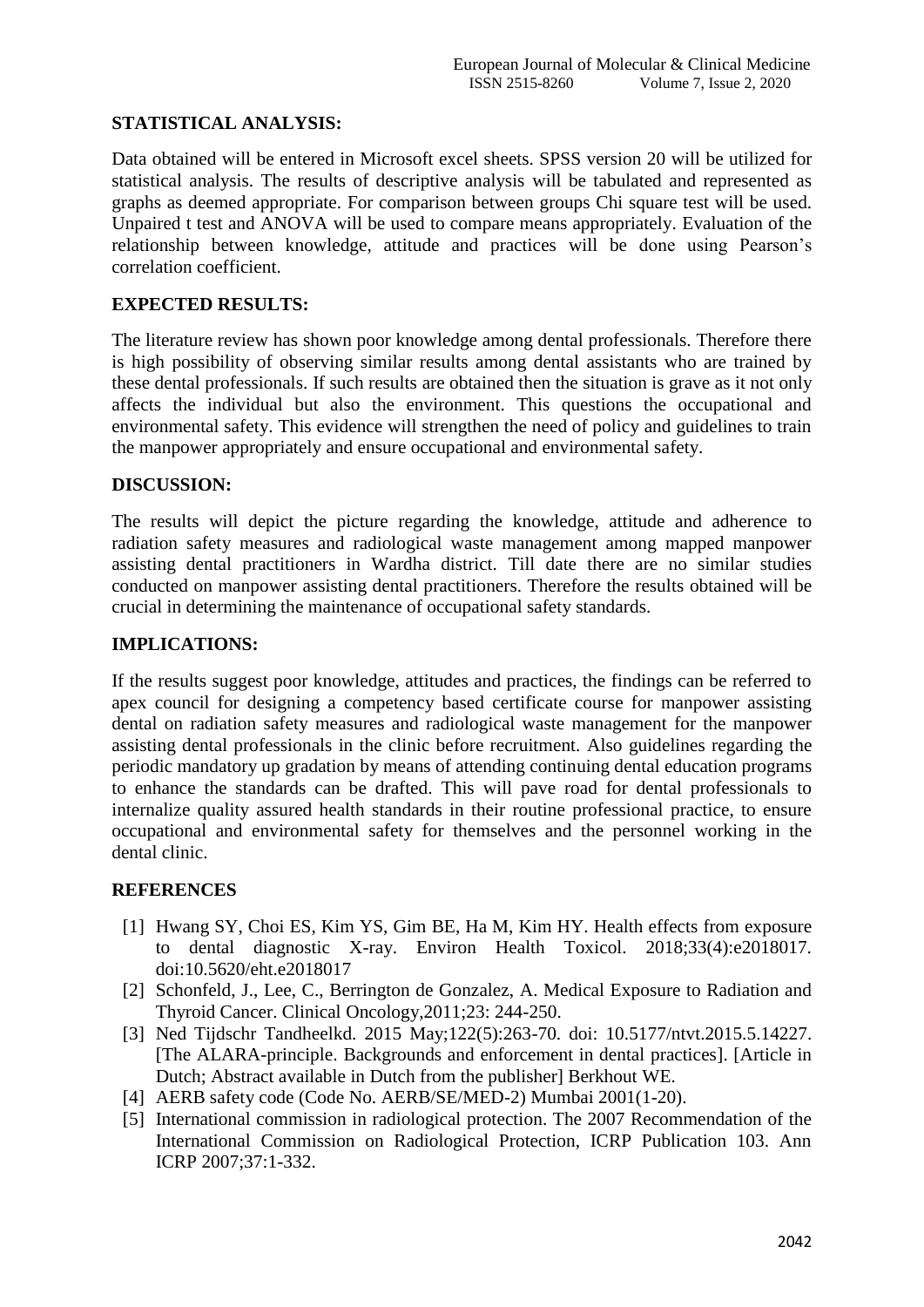## STATISTICAL ANALYSIS:

Data obtained will be entered in Microsoft excel sheets. SPSS version 20 will be utilized for statistical analysis. The results of descriptive analysis will be tabulated and represented as graphs as deemed appropriate. For comparison between groups Chi square test will be used. Unpaired t test and ANOVA will be used to compare means appropriately. Evaluation of the relationship between knowledge, attitude and practices will be done using Pearson's correlation coefficient.

## EXPECTED RESULTS:

The literature review has shown poor knowledge among dental professionals. Therefore there is high possibility of observing similar results among dental assistants who are trained by these dental professionals. If such results are obtained then the situation is grave as it not only affects the individual but also the environment. This questions the occupational and environmental safety. This evidence will strengthen the need of policy and guidelines to train the manpower appropriately and ensure occupational and environmental safety.

## DISCUSSION:

The results will depict the picture regarding the knowledge, attitude and adherence to radiation safety measures and radiological waste management among mapped manpower assisting dental practitioners in Wardha district. Till date there are no similar studies conducted on manpower assisting dental practitioners. Therefore the results obtained will be crucial in determining the maintenance of occupational safety standards.

## IMPLICATIONS:

If the results suggest poor knowledge, attitudes and practices, the findings can be referred to apex council for designing a competency based certificate course for manpower assisting dental on radiation safety measures and radiological waste management for the manpower assisting dental professionals in the clinic before recruitment. Also guidelines regarding the periodic mandatory up gradation by means of attending continuing dental education programs to enhance the standards can be drafted. This will pave road for dental professionals to internalize quality assured health standards in their routine professional practice, to ensure occupational and environmental safety for themselves and the personnel working in the dental clinic.

## REFERENCES

[1] Hwang SY, Choi ES, Kim YS, Gim BE, Ha M, Kim HY. Health effects from exposure to dental diagnostic X-ray. Environ Health Toxicol. 2018;33(4):e2018017. doi:10.5620/eht.e2018017

[2] Schonfeld, J., Lee, C., Berrington de Gonzalez, A. Medical Exposure to Radiation and Thyroid Cancer. Clinical Oncology,2011;23: 244-250.

[3] Ned Tijdschr Tandheelkd. 2015 May;122(5):263-70. doi: 10.5177/ntvt.2015.5.14227. [The ALARA-principle. Backgrounds and enforcement in dental practices]. [Article in Dutch; Abstract available in Dutch from the publisher] Berkhout WE.

[4] AERB safety code (Code No. AERB/SE/MED-2) Mumbai 2001(1-20).

[5] International commission in radiological protection. The 2007 Recommendation of the International Commission on Radiological Protection, ICRP Publication 103. Ann ICRP 2007;37:1-332.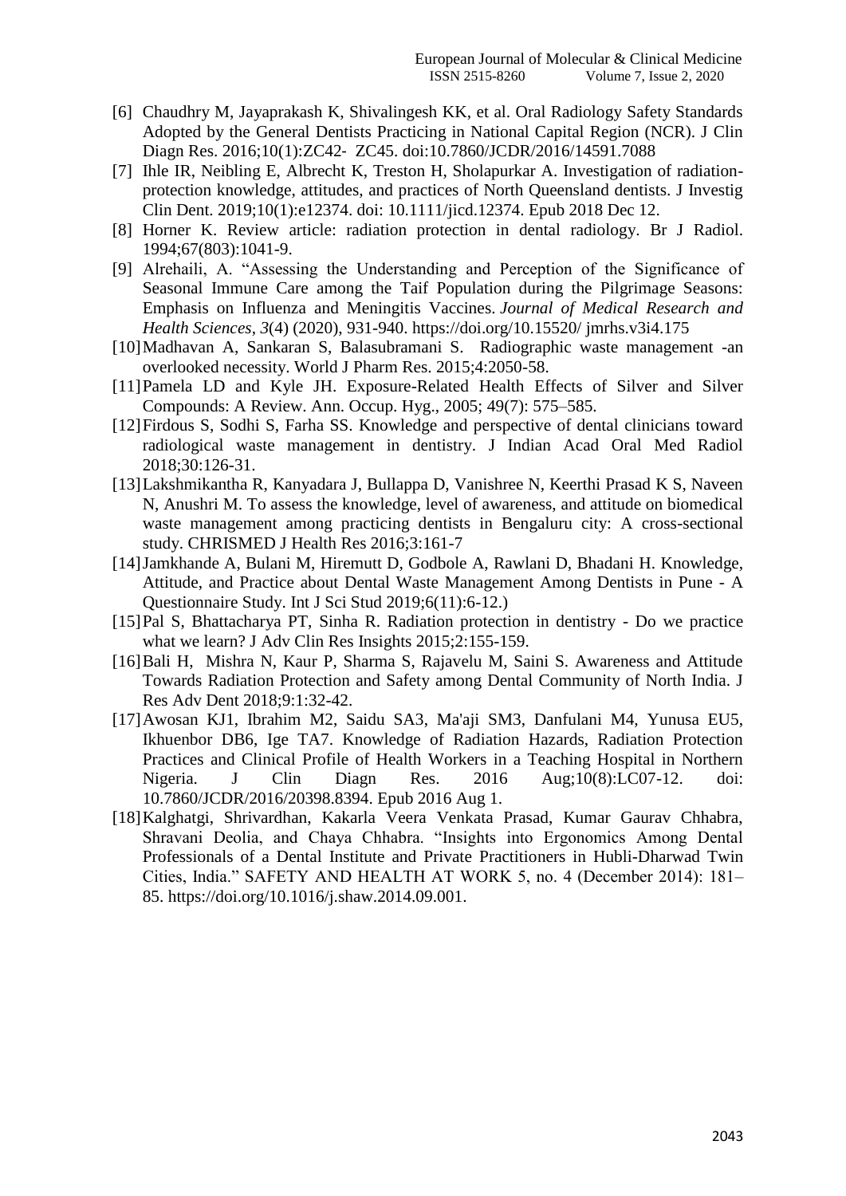[6] Chaudhry M, Jayaprakash K, Shivalingesh KK, et al. Oral Radiology Safety Standards Adopted by the General Dentists Practicing in National Capital Region (NCR). J Clin Diagn Res. 2016;10(1):ZC42- ZC45. doi:10.7860/JCDR/2016/14591.7088

[7] Ihle IR, Neibling E, Albrecht K, Treston H, Sholapurkar A. Investigation of radiation-protection knowledge, attitudes, and practices of North Queensland dentists. J Investig Clin Dent. 2019;10(1):e12374. doi: 10.1111/jicd.12374. Epub 2018 Dec 12.

[8] Horner K. Review article: radiation protection in dental radiology. Br J Radiol. 1994;67(803):1041-9.

[9] Alrehaili, A. "Assessing the Understanding and Perception of the Significance of Seasonal Immune Care among the Taif Population during the Pilgrimage Seasons: Emphasis on Influenza and Meningitis Vaccines. *Journal of Medical Research and Health Sciences*, *3*(4) (2020), 931-940. https://doi.org/10.15520/ jmrhs.v3i4.175

[10] Madhavan A, Sankaran S, Balasubramani S. Radiographic waste management -an overlooked necessity. World J Pharm Res. 2015;4:2050-58.

[11] Pamela LD and Kyle JH. Exposure-Related Health Effects of Silver and Silver Compounds: A Review. Ann. Occup. Hyg., 2005; 49(7): 575–585.

[12] Firdous S, Sodhi S, Farha SS. Knowledge and perspective of dental clinicians toward radiological waste management in dentistry. J Indian Acad Oral Med Radiol 2018;30:126-31.

[13] Lakshmikantha R, Kanyadara J, Bullappa D, Vanishree N, Keerthi Prasad K S, Naveen N, Anushri M. To assess the knowledge, level of awareness, and attitude on biomedical waste management among practicing dentists in Bengaluru city: A cross-sectional study. CHRISMED J Health Res 2016;3:161-7

[14] Jamkhande A, Bulani M, Hiremutt D, Godbole A, Rawlani D, Bhadani H. Knowledge, Attitude, and Practice about Dental Waste Management Among Dentists in Pune - A Questionnaire Study. Int J Sci Stud 2019;6(11):6-12.)

[15] Pal S, Bhattacharya PT, Sinha R. Radiation protection in dentistry - Do we practice what we learn? J Adv Clin Res Insights 2015;2:155-159.

[16] Bali H, Mishra N, Kaur P, Sharma S, Rajavelu M, Saini S. Awareness and Attitude Towards Radiation Protection and Safety among Dental Community of North India. J Res Adv Dent 2018;9:1:32-42.

[17] Awosan KJ1, Ibrahim M2, Saidu SA3, Ma'aji SM3, Danfulani M4, Yunusa EU5, Ikhuenbor DB6, Ige TA7. Knowledge of Radiation Hazards, Radiation Protection Practices and Clinical Profile of Health Workers in a Teaching Hospital in Northern Nigeria. J Clin Diagn Res. 2016 Aug;10(8):LC07-12. doi: 10.7860/JCDR/2016/20398.8394. Epub 2016 Aug 1.

[18] Kalghatgi, Shrivardhan, Kakarla Veera Venkata Prasad, Kumar Gaurav Chhabra, Shravani Deolia, and Chaya Chhabra. "Insights into Ergonomics Among Dental Professionals of a Dental Institute and Private Practitioners in Hubli-Dharwad Twin Cities, India." SAFETY AND HEALTH AT WORK 5, no. 4 (December 2014): 181–85. https://doi.org/10.1016/j.shaw.2014.09.001.